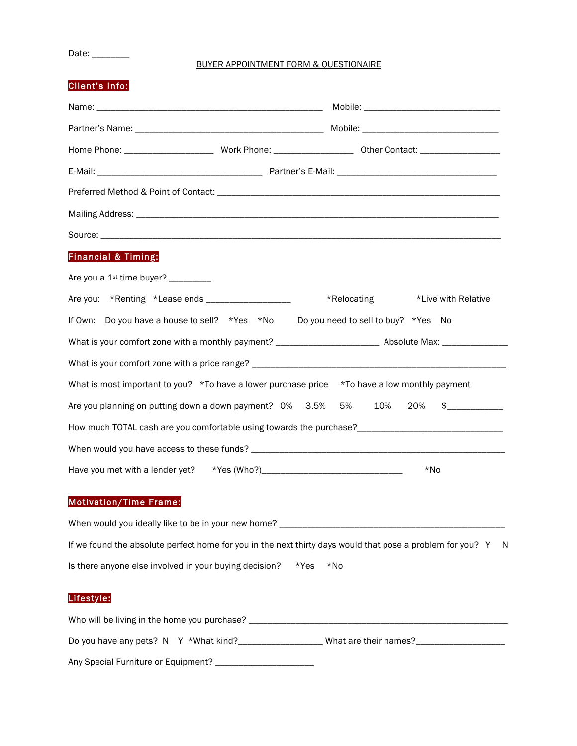Date: ________

BUYER APPOINTMENT FORM & QUESTIONAIRE

## Client's Info:

Name: ______________________________________________ Mobile: ____________________________

Partner's Name: ______________________________________ Mobile: ____________________________

Home Phone: __________________ Work Phone: ________________ Other Contact: ________________

E-Mail: __________________________________ Partner's E-Mail: _________________________________

Preferred Method & Point of Contact: ________________________________________________________

Mailing Address: ________________________________________________________________________

Source: _____________________________________________________________________________

## Financial & Timing:

Are you a 1st time buyer? _________

Are you: *Renting *Lease ends _________________ *Relocating *Live with Relative

If Own: Do you have a house to sell? *Yes *No Do you need to sell to buy? *Yes No

What is your comfort zone with a monthly payment? _____________________ Absolute Max: ______________

What is your comfort zone with a price range? _____________________________________________________

What is most important to you? *To have a lower purchase price *To have a low monthly payment

Are you planning on putting down a down payment? 0% 3.5% 5% 10% 20% $____________

How much TOTAL cash are you comfortable using towards the purchase?______________________________

When would you have access to these funds? ______________________________________________________

Have you met with a lender yet? *Yes (Who?)_____________________________ *No

## Motivation/Time Frame:

When would you ideally like to be in your new home? _______________________________________________

If we found the absolute perfect home for you in the next thirty days would that pose a problem for you? Y N

Is there anyone else involved in your buying decision? *Yes *No

## Lifestyle:

Who will be living in the home you purchase? ______________________________________________________

Do you have any pets? N Y *What kind?_________________ What are their names?___________________

Any Special Furniture or Equipment? _____________________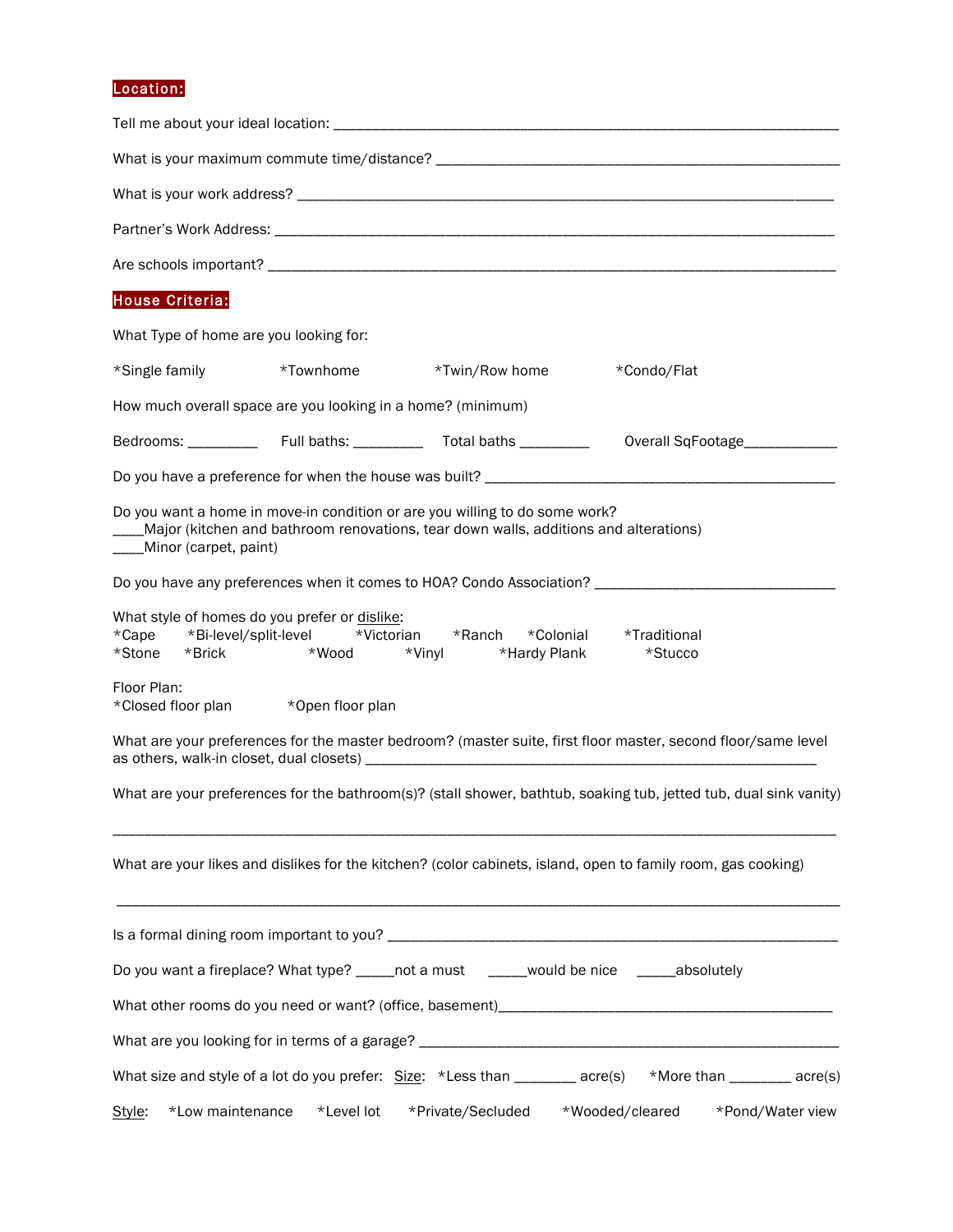## Location:

Tell me about your ideal location: ___________________________________________________________________

What is your maximum commute time/distance? ______________________________________________________

What is your work address? _______________________________________________________________________

Partner's Work Address: __________________________________________________________________________

Are schools important? ___________________________________________________________________________

## House Criteria:

What Type of home are you looking for:

*Single family *Townhome *Twin/Row home *Condo/Flat

How much overall space are you looking in a home? (minimum)

Bedrooms: _________ Full baths: _________ Total baths _________ Overall SqFootage____________

Do you have a preference for when the house was built? _________________________________________________

Do you want a home in move-in condition or are you willing to do some work?
____Major (kitchen and bathroom renovations, tear down walls, additions and alterations)
____Minor (carpet, paint)

Do you have any preferences when it comes to HOA? Condo Association? _______________________________

What style of homes do you prefer or <u>dislike</u>:
*Cape *Bi-level/split-level *Victorian *Ranch *Colonial *Traditional
*Stone *Brick *Wood *Vinyl *Hardy Plank *Stucco

Floor Plan:
*Closed floor plan *Open floor plan

What are your preferences for the master bedroom? (master suite, first floor master, second floor/same level as others, walk-in closet, dual closets) ___________________________________________________________

What are your preferences for the bathroom(s)? (stall shower, bathtub, soaking tub, jetted tub, dual sink vanity)

______________________________________________________________________________________________

What are your likes and dislikes for the kitchen? (color cabinets, island, open to family room, gas cooking)

______________________________________________________________________________________________

Is a formal dining room important to you? ____________________________________________________________

Do you want a fireplace? What type? _____not a must _____would be nice _____absolutely

What other rooms do you need or want? (office, basement)_____________________________________________

What are you looking for in terms of a garage? _______________________________________________________

What size and style of a lot do you prefer: <u>Size</u>: *Less than ________ acre(s) *More than ________ acre(s)

<u>Style</u>: *Low maintenance *Level lot *Private/Secluded *Wooded/cleared *Pond/Water view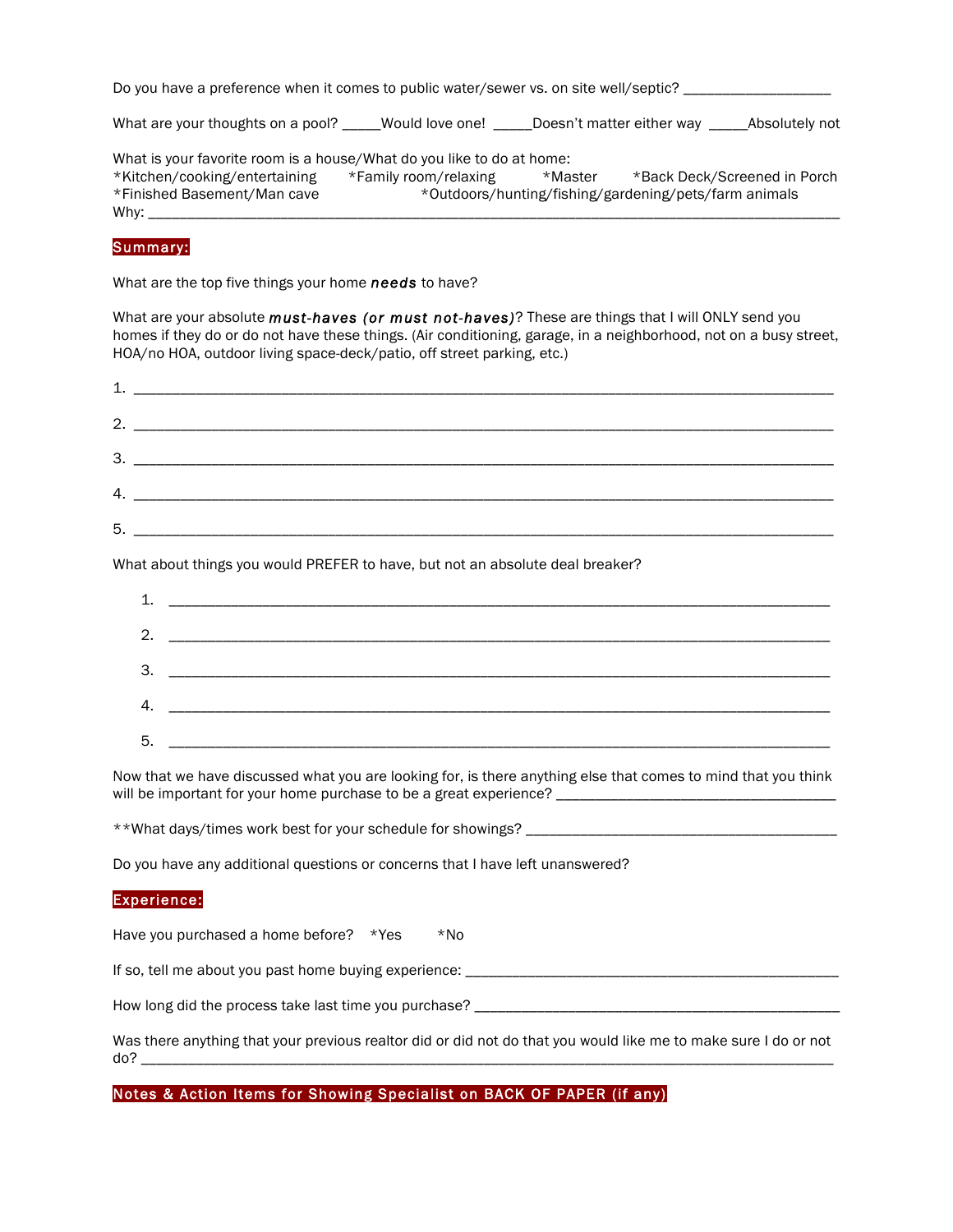Do you have a preference when it comes to public water/sewer vs. on site well/septic? ___________________

What are your thoughts on a pool? _____Would love one! _____Doesn't matter either way _____Absolutely not

What is your favorite room is a house/What do you like to do at home:
*Kitchen/cooking/entertaining *Family room/relaxing *Master *Back Deck/Screened in Porch
*Finished Basement/Man cave *Outdoors/hunting/fishing/gardening/pets/farm animals
Why: ________________________________________________________________________________

## Summary:

What are the top five things your home ***needs*** to have?

What are your absolute ***must-haves (or must not-haves)***? These are things that I will ONLY send you homes if they do or do not have these things. (Air conditioning, garage, in a neighborhood, not on a busy street, HOA/no HOA, outdoor living space-deck/patio, off street parking, etc.)

1. ________________________________________________________________________________

2. ________________________________________________________________________________

3. ________________________________________________________________________________

4. ________________________________________________________________________________

5. ________________________________________________________________________________

What about things you would PREFER to have, but not an absolute deal breaker?

1. ____________________________________________________________________________
2. ____________________________________________________________________________
3. ____________________________________________________________________________
4. ____________________________________________________________________________
5. ____________________________________________________________________________

Now that we have discussed what you are looking for, is there anything else that comes to mind that you think will be important for your home purchase to be a great experience? ___________________________________

**What days/times work best for your schedule for showings? ________________________________________

Do you have any additional questions or concerns that I have left unanswered?

## Experience:

Have you purchased a home before? *Yes *No

If so, tell me about you past home buying experience: ________________________________________________

How long did the process take last time you purchase? ________________________________________________

Was there anything that your previous realtor did or did not do that you would like me to make sure I do or not do? ____________________________________________________________________________________

**Notes & Action Items for Showing Specialist on BACK OF PAPER (if any)**